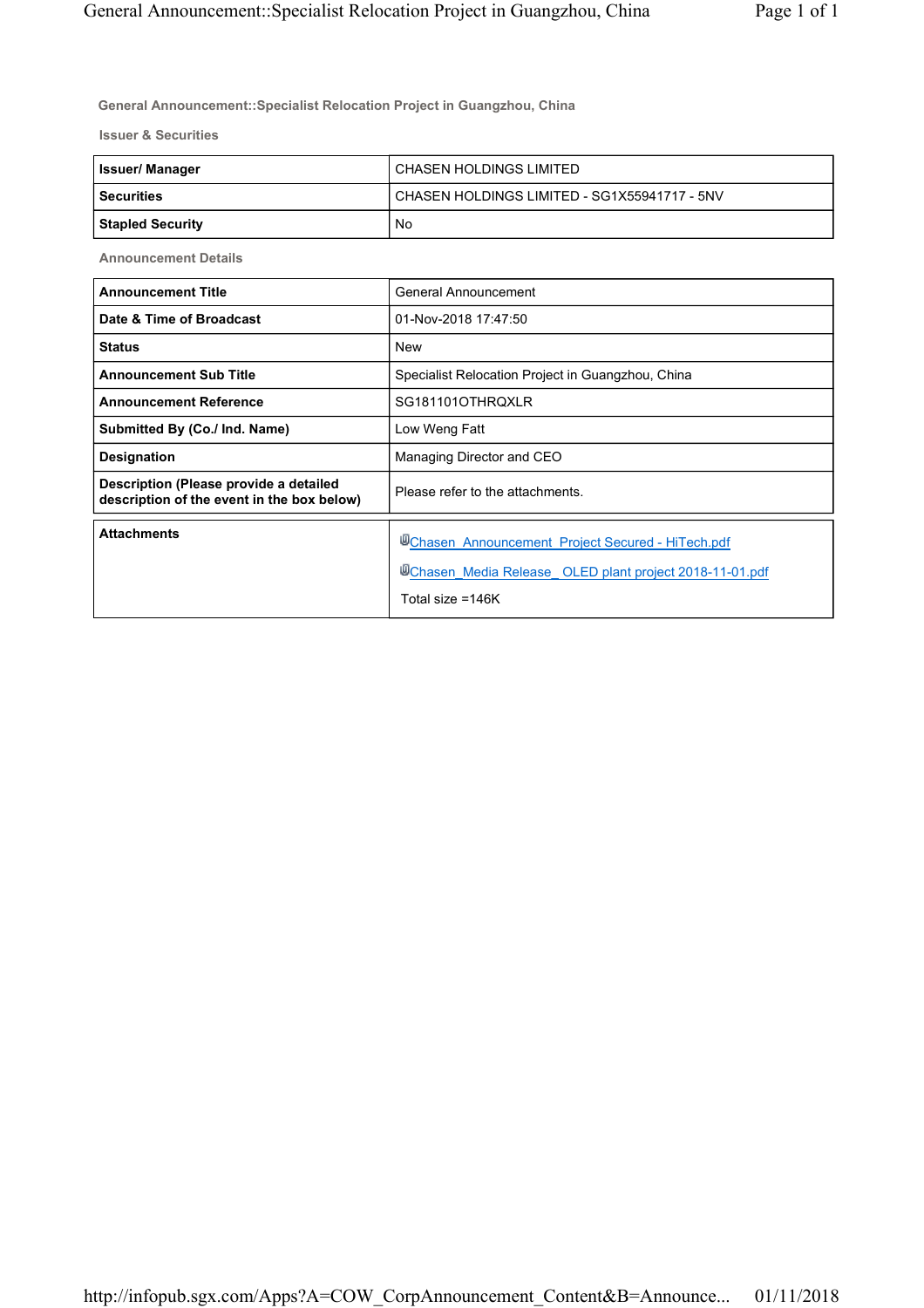## General Announcement::Specialist Relocation Project in Guangzhou, China

### Issuer & Securities

| Issuer/ Manager | CHASEN HOLDINGS LIMITED |
|---|---|
| Securities | CHASEN HOLDINGS LIMITED - SG1X55941717 - 5NV |
| Stapled Security | No |

### Announcement Details

| Announcement Title | General Announcement |
|---|---|
| Date & Time of Broadcast | 01-Nov-2018 17:47:50 |
| Status | New |
| Announcement Sub Title | Specialist Relocation Project in Guangzhou, China |
| Announcement Reference | SG181101OTHRQXLR |
| Submitted By (Co./ Ind. Name) | Low Weng Fatt |
| Designation | Managing Director and CEO |
| Description (Please provide a detailed description of the event in the box below) | Please refer to the attachments. |

| Attachments | Chasen_Announcement_Project Secured - HiTech.pdf<br>Chasen_Media Release_ OLED plant project 2018-11-01.pdf<br>Total size =146K |
|---|---|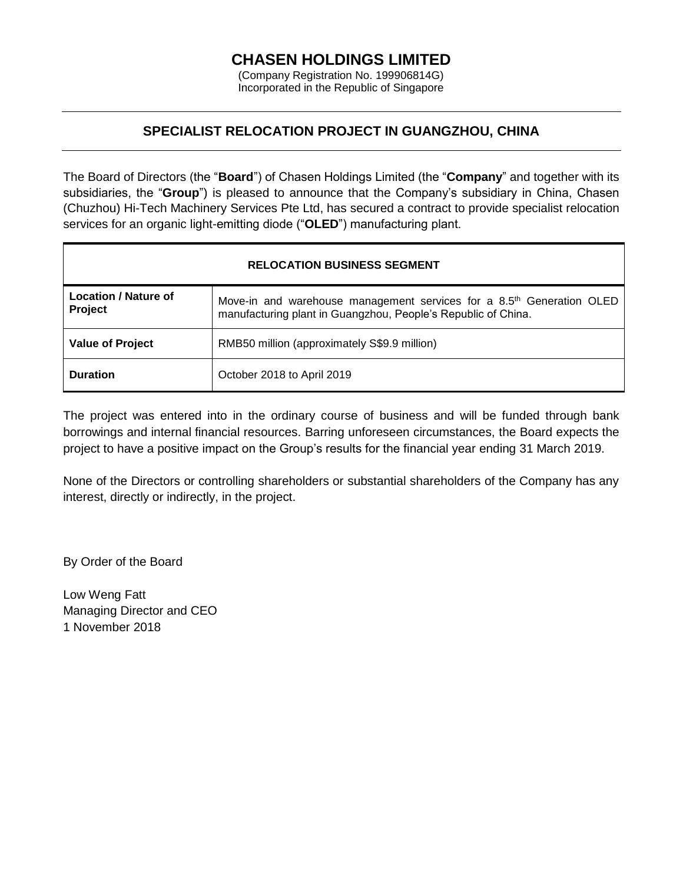# CHASEN HOLDINGS LIMITED

(Company Registration No. 199906814G)
Incorporated in the Republic of Singapore

## SPECIALIST RELOCATION PROJECT IN GUANGZHOU, CHINA

The Board of Directors (the "**Board**") of Chasen Holdings Limited (the "**Company**" and together with its subsidiaries, the "**Group**") is pleased to announce that the Company's subsidiary in China, Chasen (Chuzhou) Hi-Tech Machinery Services Pte Ltd, has secured a contract to provide specialist relocation services for an organic light-emitting diode ("**OLED**") manufacturing plant.

| **RELOCATION BUSINESS SEGMENT** | |
|---|---|
| **Location / Nature of Project** | Move-in and warehouse management services for a 8.5th Generation OLED manufacturing plant in Guangzhou, People's Republic of China. |
| **Value of Project** | RMB50 million (approximately S$9.9 million) |
| **Duration** | October 2018 to April 2019 |

The project was entered into in the ordinary course of business and will be funded through bank borrowings and internal financial resources. Barring unforeseen circumstances, the Board expects the project to have a positive impact on the Group's results for the financial year ending 31 March 2019.

None of the Directors or controlling shareholders or substantial shareholders of the Company has any interest, directly or indirectly, in the project.

By Order of the Board

Low Weng Fatt
Managing Director and CEO
1 November 2018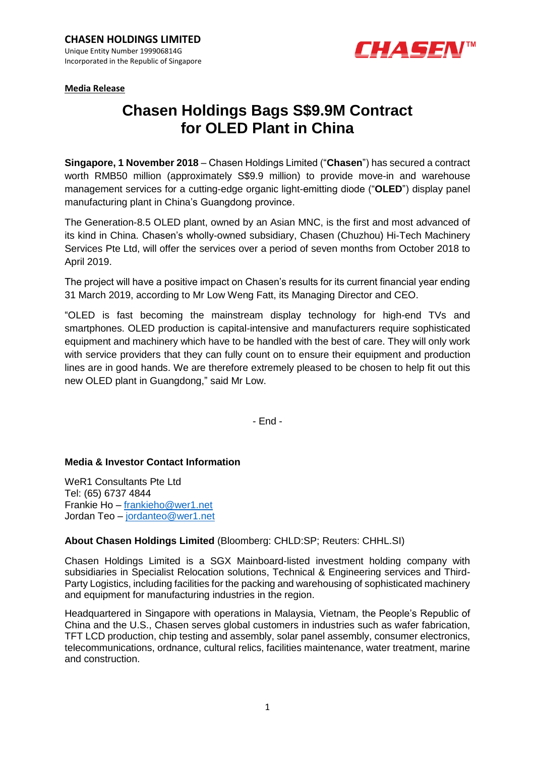**CHASEN HOLDINGS LIMITED**
Unique Entity Number 199906814G
Incorporated in the Republic of Singapore

CHASEN™

**Media Release**

# Chasen Holdings Bags S$9.9M Contract for OLED Plant in China

**Singapore, 1 November 2018** – Chasen Holdings Limited ("**Chasen**") has secured a contract worth RMB50 million (approximately S$9.9 million) to provide move-in and warehouse management services for a cutting-edge organic light-emitting diode ("**OLED**") display panel manufacturing plant in China's Guangdong province.

The Generation-8.5 OLED plant, owned by an Asian MNC, is the first and most advanced of its kind in China. Chasen's wholly-owned subsidiary, Chasen (Chuzhou) Hi-Tech Machinery Services Pte Ltd, will offer the services over a period of seven months from October 2018 to April 2019.

The project will have a positive impact on Chasen's results for its current financial year ending 31 March 2019, according to Mr Low Weng Fatt, its Managing Director and CEO.

"OLED is fast becoming the mainstream display technology for high-end TVs and smartphones. OLED production is capital-intensive and manufacturers require sophisticated equipment and machinery which have to be handled with the best of care. They will only work with service providers that they can fully count on to ensure their equipment and production lines are in good hands. We are therefore extremely pleased to be chosen to help fit out this new OLED plant in Guangdong," said Mr Low.

\- End -

**Media & Investor Contact Information**

WeR1 Consultants Pte Ltd
Tel: (65) 6737 4844
Frankie Ho – frankieho@wer1.net
Jordan Teo – jordanteo@wer1.net

**About Chasen Holdings Limited** (Bloomberg: CHLD:SP; Reuters: CHHL.SI)

Chasen Holdings Limited is a SGX Mainboard-listed investment holding company with subsidiaries in Specialist Relocation solutions, Technical & Engineering services and Third-Party Logistics, including facilities for the packing and warehousing of sophisticated machinery and equipment for manufacturing industries in the region.

Headquartered in Singapore with operations in Malaysia, Vietnam, the People's Republic of China and the U.S., Chasen serves global customers in industries such as wafer fabrication, TFT LCD production, chip testing and assembly, solar panel assembly, consumer electronics, telecommunications, ordnance, cultural relics, facilities maintenance, water treatment, marine and construction.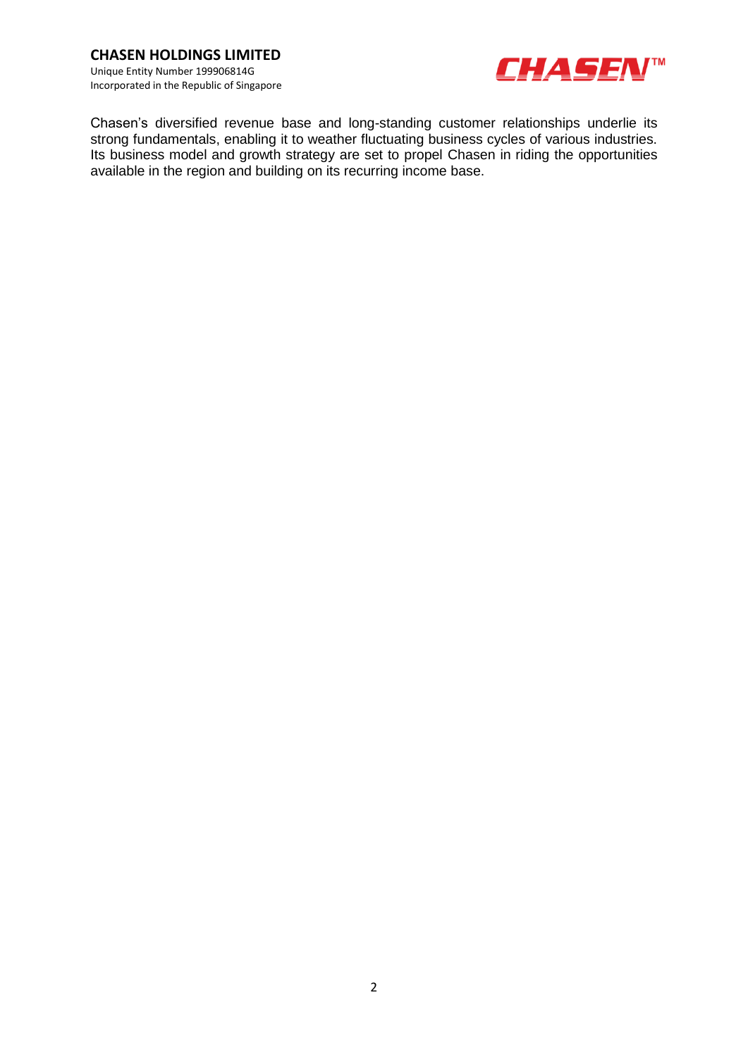Chasen's diversified revenue base and long-standing customer relationships underlie its strong fundamentals, enabling it to weather fluctuating business cycles of various industries. Its business model and growth strategy are set to propel Chasen in riding the opportunities available in the region and building on its recurring income base.